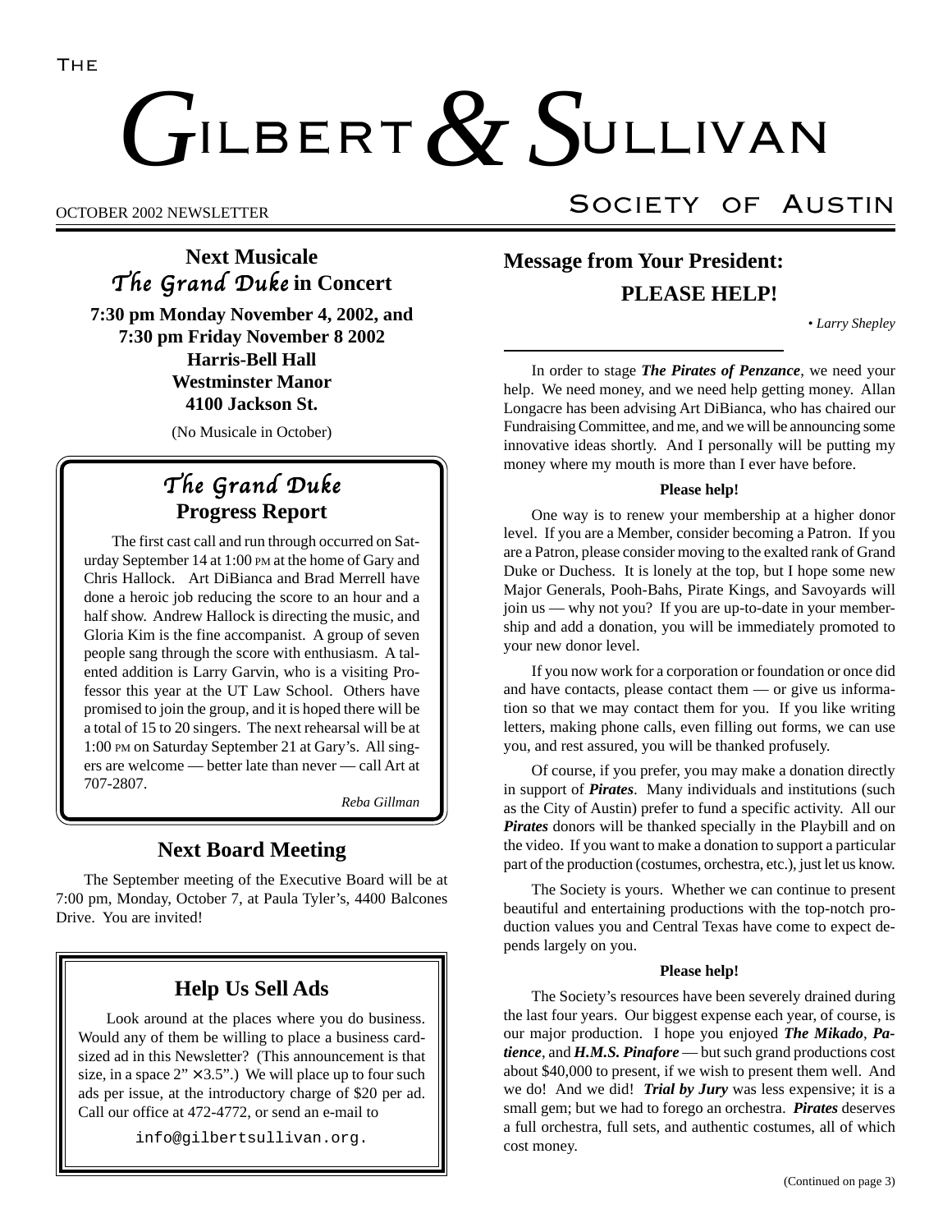# The Gilbert & Sullivan Society of Austin

OCTOBER 2002 NEWSLETTER

## Next Musicale
## *The Grand Duke* in Concert

**7:30 pm Monday November 4, 2002, and**
**7:30 pm Friday November 8 2002**
**Harris-Bell Hall**
**Westminster Manor**
**4100 Jackson St.**

(No Musicale in October)

## *The Grand Duke* Progress Report

The first cast call and run through occurred on Saturday September 14 at 1:00 PM at the home of Gary and Chris Hallock. Art DiBianca and Brad Merrell have done a heroic job reducing the score to an hour and a half show. Andrew Hallock is directing the music, and Gloria Kim is the fine accompanist. A group of seven people sang through the score with enthusiasm. A talented addition is Larry Garvin, who is a visiting Professor this year at the UT Law School. Others have promised to join the group, and it is hoped there will be a total of 15 to 20 singers. The next rehearsal will be at 1:00 PM on Saturday September 21 at Gary's. All singers are welcome — better late than never — call Art at 707-2807.

*Reba Gillman*

## Next Board Meeting

The September meeting of the Executive Board will be at 7:00 pm, Monday, October 7, at Paula Tyler's, 4400 Balcones Drive. You are invited!

## Help Us Sell Ads

Look around at the places where you do business. Would any of them be willing to place a business card-sized ad in this Newsletter? (This announcement is that size, in a space 2" × 3.5".) We will place up to four such ads per issue, at the introductory charge of $20 per ad. Call our office at 472-4772, or send an e-mail to

info@gilbertsullivan.org.

## Message from Your President: PLEASE HELP!

*• Larry Shepley*

In order to stage ***The Pirates of Penzance***, we need your help. We need money, and we need help getting money. Allan Longacre has been advising Art DiBianca, who has chaired our Fundraising Committee, and me, and we will be announcing some innovative ideas shortly. And I personally will be putting my money where my mouth is more than I ever have before.

**Please help!**

One way is to renew your membership at a higher donor level. If you are a Member, consider becoming a Patron. If you are a Patron, please consider moving to the exalted rank of Grand Duke or Duchess. It is lonely at the top, but I hope some new Major Generals, Pooh-Bahs, Pirate Kings, and Savoyards will join us — why not you? If you are up-to-date in your membership and add a donation, you will be immediately promoted to your new donor level.

If you now work for a corporation or foundation or once did and have contacts, please contact them — or give us information so that we may contact them for you. If you like writing letters, making phone calls, even filling out forms, we can use you, and rest assured, you will be thanked profusely.

Of course, if you prefer, you may make a donation directly in support of ***Pirates***. Many individuals and institutions (such as the City of Austin) prefer to fund a specific activity. All our ***Pirates*** donors will be thanked specially in the Playbill and on the video. If you want to make a donation to support a particular part of the production (costumes, orchestra, etc.), just let us know.

The Society is yours. Whether we can continue to present beautiful and entertaining productions with the top-notch production values you and Central Texas have come to expect depends largely on you.

**Please help!**

The Society's resources have been severely drained during the last four years. Our biggest expense each year, of course, is our major production. I hope you enjoyed ***The Mikado***, ***Patience***, and ***H.M.S. Pinafore*** — but such grand productions cost about $40,000 to present, if we wish to present them well. And we do! And we did! ***Trial by Jury*** was less expensive; it is a small gem; but we had to forego an orchestra. ***Pirates*** deserves a full orchestra, full sets, and authentic costumes, all of which cost money.

(Continued on page 3)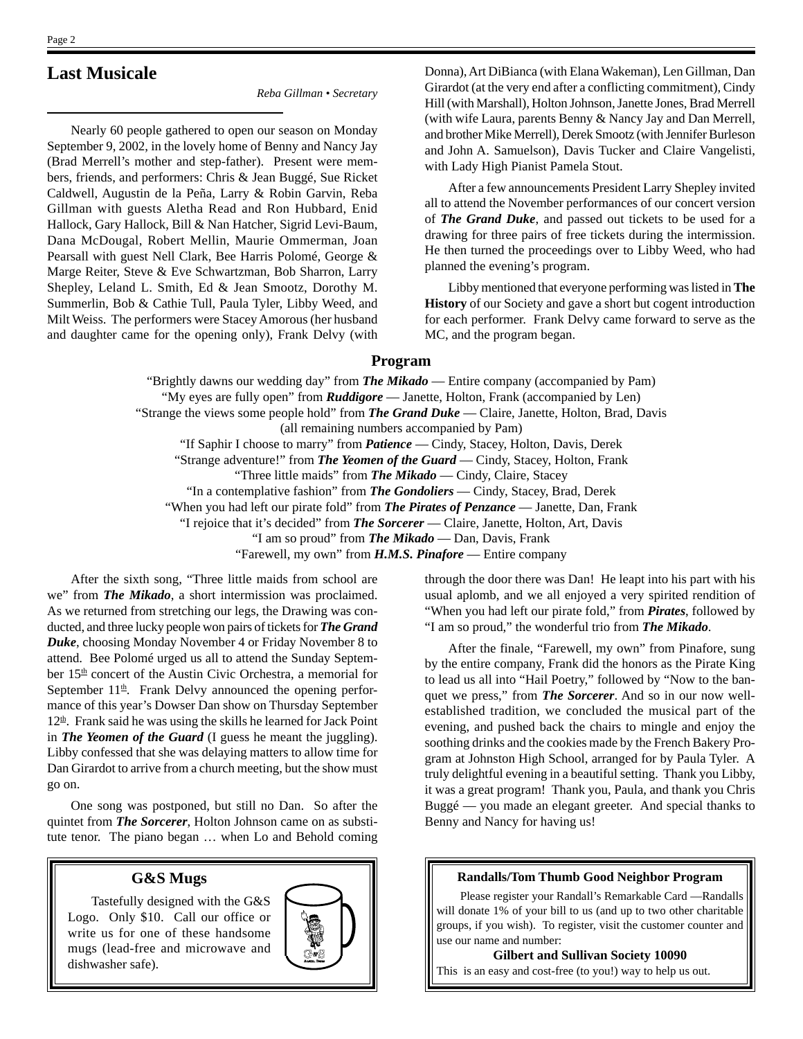## Last Musicale

*Reba Gillman • Secretary*

Nearly 60 people gathered to open our season on Monday September 9, 2002, in the lovely home of Benny and Nancy Jay (Brad Merrell's mother and step-father). Present were members, friends, and performers: Chris & Jean Buggé, Sue Ricket Caldwell, Augustin de la Peña, Larry & Robin Garvin, Reba Gillman with guests Aletha Read and Ron Hubbard, Enid Hallock, Gary Hallock, Bill & Nan Hatcher, Sigrid Levi-Baum, Dana McDougal, Robert Mellin, Maurie Ommerman, Joan Pearsall with guest Nell Clark, Bee Harris Polomé, George & Marge Reiter, Steve & Eve Schwartzman, Bob Sharron, Larry Shepley, Leland L. Smith, Ed & Jean Smootz, Dorothy M. Summerlin, Bob & Cathie Tull, Paula Tyler, Libby Weed, and Milt Weiss. The performers were Stacey Amorous (her husband and daughter came for the opening only), Frank Delvy (with Donna), Art DiBianca (with Elana Wakeman), Len Gillman, Dan Girardot (at the very end after a conflicting commitment), Cindy Hill (with Marshall), Holton Johnson, Janette Jones, Brad Merrell (with wife Laura, parents Benny & Nancy Jay and Dan Merrell, and brother Mike Merrell), Derek Smootz (with Jennifer Burleson and John A. Samuelson), Davis Tucker and Claire Vangelisti, with Lady High Pianist Pamela Stout.

After a few announcements President Larry Shepley invited all to attend the November performances of our concert version of ***The Grand Duke***, and passed out tickets to be used for a drawing for three pairs of free tickets during the intermission. He then turned the proceedings over to Libby Weed, who had planned the evening's program.

Libby mentioned that everyone performing was listed in **The History** of our Society and gave a short but cogent introduction for each performer. Frank Delvy came forward to serve as the MC, and the program began.

### Program

"Brightly dawns our wedding day" from ***The Mikado*** — Entire company (accompanied by Pam)
"My eyes are fully open" from ***Ruddigore*** — Janette, Holton, Frank (accompanied by Len)
"Strange the views some people hold" from ***The Grand Duke*** — Claire, Janette, Holton, Brad, Davis
(all remaining numbers accompanied by Pam)
"If Saphir I choose to marry" from ***Patience*** — Cindy, Stacey, Holton, Davis, Derek
"Strange adventure!" from ***The Yeomen of the Guard*** — Cindy, Stacey, Holton, Frank
"Three little maids" from ***The Mikado*** — Cindy, Claire, Stacey
"In a contemplative fashion" from ***The Gondoliers*** — Cindy, Stacey, Brad, Derek
"When you had left our pirate fold" from ***The Pirates of Penzance*** — Janette, Dan, Frank
"I rejoice that it's decided" from ***The Sorcerer*** — Claire, Janette, Holton, Art, Davis
"I am so proud" from ***The Mikado*** — Dan, Davis, Frank
"Farewell, my own" from ***H.M.S. Pinafore*** — Entire company

After the sixth song, "Three little maids from school are we" from ***The Mikado***, a short intermission was proclaimed. As we returned from stretching our legs, the Drawing was conducted, and three lucky people won pairs of tickets for ***The Grand Duke***, choosing Monday November 4 or Friday November 8 to attend. Bee Polomé urged us all to attend the Sunday September 15th concert of the Austin Civic Orchestra, a memorial for September 11th. Frank Delvy announced the opening performance of this year's Dowser Dan show on Thursday September 12th. Frank said he was using the skills he learned for Jack Point in ***The Yeomen of the Guard*** (I guess he meant the juggling). Libby confessed that she was delaying matters to allow time for Dan Girardot to arrive from a church meeting, but the show must go on.

One song was postponed, but still no Dan. So after the quintet from ***The Sorcerer***, Holton Johnson came on as substitute tenor. The piano began … when Lo and Behold coming through the door there was Dan! He leapt into his part with his usual aplomb, and we all enjoyed a very spirited rendition of "When you had left our pirate fold," from ***Pirates***, followed by "I am so proud," the wonderful trio from ***The Mikado***.

After the finale, "Farewell, my own" from Pinafore, sung by the entire company, Frank did the honors as the Pirate King to lead us all into "Hail Poetry," followed by "Now to the banquet we press," from ***The Sorcerer***. And so in our now well-established tradition, we concluded the musical part of the evening, and pushed back the chairs to mingle and enjoy the soothing drinks and the cookies made by the French Bakery Program at Johnston High School, arranged for by Paula Tyler. A truly delightful evening in a beautiful setting. Thank you Libby, it was a great program! Thank you, Paula, and thank you Chris Buggé — you made an elegant greeter. And special thanks to Benny and Nancy for having us!

### G&S Mugs

Tastefully designed with the G&S Logo. Only $10. Call our office or write us for one of these handsome mugs (lead-free and microwave and dishwasher safe).

### Randalls/Tom Thumb Good Neighbor Program

Please register your Randall's Remarkable Card —Randalls will donate 1% of your bill to us (and up to two other charitable groups, if you wish). To register, visit the customer counter and use our name and number:

**Gilbert and Sullivan Society 10090**

This is an easy and cost-free (to you!) way to help us out.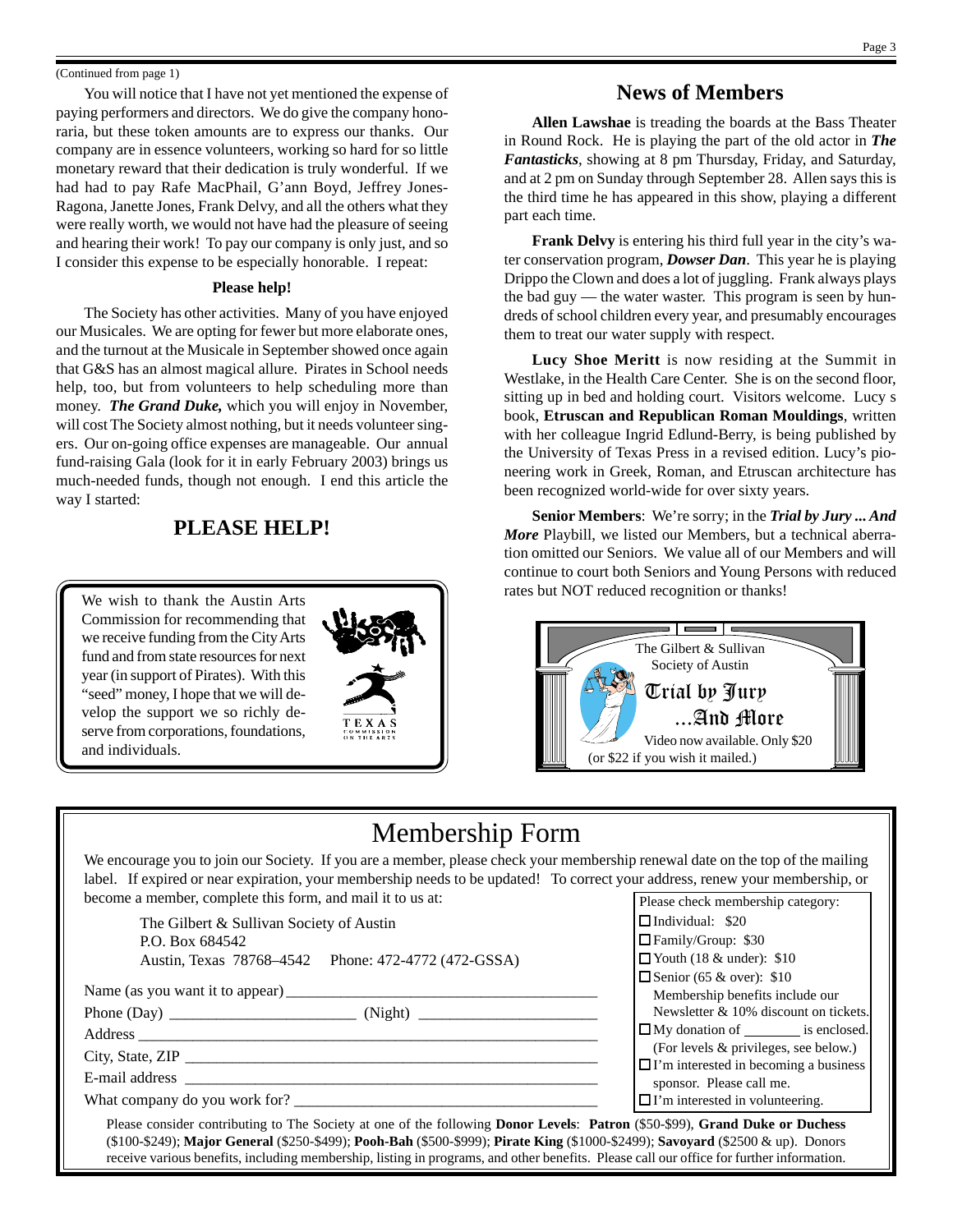(Continued from page 1)

You will notice that I have not yet mentioned the expense of paying performers and directors. We do give the company honoraria, but these token amounts are to express our thanks. Our company are in essence volunteers, working so hard for so little monetary reward that their dedication is truly wonderful. If we had had to pay Rafe MacPhail, G'ann Boyd, Jeffrey Jones-Ragona, Janette Jones, Frank Delvy, and all the others what they were really worth, we would not have had the pleasure of seeing and hearing their work! To pay our company is only just, and so I consider this expense to be especially honorable. I repeat:

**Please help!**

The Society has other activities. Many of you have enjoyed our Musicales. We are opting for fewer but more elaborate ones, and the turnout at the Musicale in September showed once again that G&S has an almost magical allure. Pirates in School needs help, too, but from volunteers to help scheduling more than money. ***The Grand Duke,*** which you will enjoy in November, will cost The Society almost nothing, but it needs volunteer singers. Our on-going office expenses are manageable. Our annual fund-raising Gala (look for it in early February 2003) brings us much-needed funds, though not enough. I end this article the way I started:

## PLEASE HELP!

We wish to thank the Austin Arts Commission for recommending that we receive funding from the City Arts fund and from state resources for next year (in support of Pirates). With this "seed" money, I hope that we will develop the support we so richly deserve from corporations, foundations, and individuals.

TEXAS COMMISSION ON THE ARTS

## News of Members

**Allen Lawshae** is treading the boards at the Bass Theater in Round Rock. He is playing the part of the old actor in ***The Fantasticks***, showing at 8 pm Thursday, Friday, and Saturday, and at 2 pm on Sunday through September 28. Allen says this is the third time he has appeared in this show, playing a different part each time.

**Frank Delvy** is entering his third full year in the city's water conservation program, ***Dowser Dan***. This year he is playing Drippo the Clown and does a lot of juggling. Frank always plays the bad guy — the water waster. This program is seen by hundreds of school children every year, and presumably encourages them to treat our water supply with respect.

**Lucy Shoe Meritt** is now residing at the Summit in Westlake, in the Health Care Center. She is on the second floor, sitting up in bed and holding court. Visitors welcome. Lucy s book, **Etruscan and Republican Roman Mouldings**, written with her colleague Ingrid Edlund-Berry, is being published by the University of Texas Press in a revised edition. Lucy's pioneering work in Greek, Roman, and Etruscan architecture has been recognized world-wide for over sixty years.

**Senior Members**: We're sorry; in the ***Trial by Jury ... And More*** Playbill, we listed our Members, but a technical aberration omitted our Seniors. We value all of our Members and will continue to court both Seniors and Young Persons with reduced rates but NOT reduced recognition or thanks!

The Gilbert & Sullivan Society of Austin

**Trial by Jury ...And More**

Video now available. Only $20 (or $22 if you wish it mailed.)

# Membership Form

We encourage you to join our Society. If you are a member, please check your membership renewal date on the top of the mailing label. If expired or near expiration, your membership needs to be updated! To correct your address, renew your membership, or become a member, complete this form, and mail it to us at:

The Gilbert & Sullivan Society of Austin
P.O. Box 684542
Austin, Texas 78768–4542   Phone: 472-4772 (472-GSSA)

Name (as you want it to appear) ______________________________

Phone (Day) ____________________ (Night) ____________________

Address ______________________________

City, State, ZIP ______________________________

E-mail address ______________________________

What company do you work for? ______________________________

Please check membership category:

- ☐ Individual: $20
- ☐ Family/Group: $30
- ☐ Youth (18 & under): $10
- ☐ Senior (65 & over): $10

Membership benefits include our Newsletter & 10% discount on tickets.

- ☐ My donation of ________ is enclosed. (For levels & privileges, see below.)
- ☐ I'm interested in becoming a business sponsor. Please call me.
- ☐ I'm interested in volunteering.

Please consider contributing to The Society at one of the following **Donor Levels**: **Patron** ($50-$99), **Grand Duke or Duchess** ($100-$249); **Major General** ($250-$499); **Pooh-Bah** ($500-$999); **Pirate King** ($1000-$2499); **Savoyard** ($2500 & up). Donors receive various benefits, including membership, listing in programs, and other benefits. Please call our office for further information.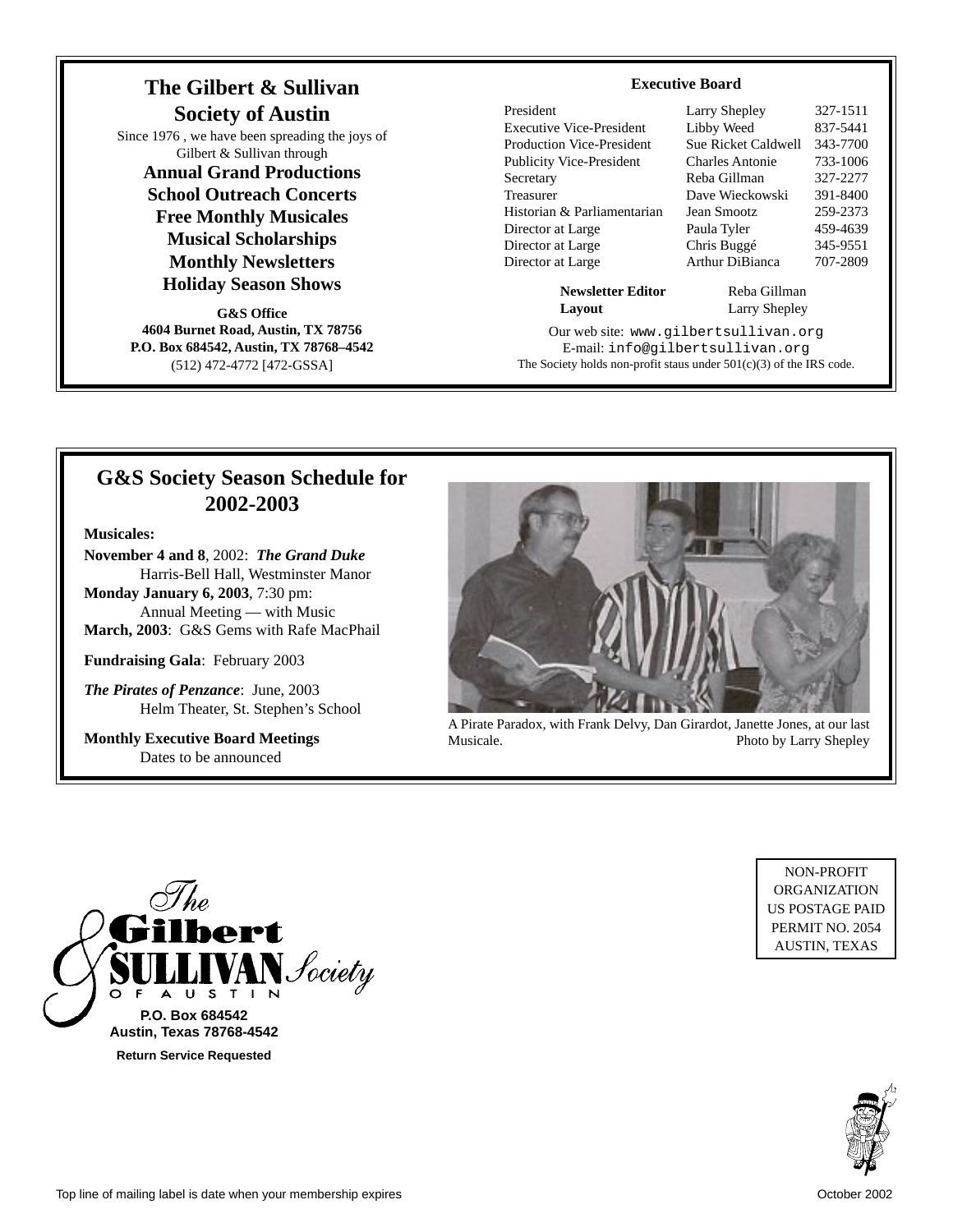## The Gilbert & Sullivan Society of Austin

Since 1976 , we have been spreading the joys of Gilbert & Sullivan through

**Annual Grand Productions**
**School Outreach Concerts**
**Free Monthly Musicales**
**Musical Scholarships**
**Monthly Newsletters**
**Holiday Season Shows**

**G&S Office**
**4604 Burnet Road, Austin, TX 78756**
**P.O. Box 684542, Austin, TX 78768–4542**
(512) 472-4772 [472-GSSA]

### Executive Board

| | | |
|---|---|---|
| President | Larry Shepley | 327-1511 |
| Executive Vice-President | Libby Weed | 837-5441 |
| Production Vice-President | Sue Ricket Caldwell | 343-7700 |
| Publicity Vice-President | Charles Antonie | 733-1006 |
| Secretary | Reba Gillman | 327-2277 |
| Treasurer | Dave Wieckowski | 391-8400 |
| Historian & Parliamentarian | Jean Smootz | 259-2373 |
| Director at Large | Paula Tyler | 459-4639 |
| Director at Large | Chris Buggé | 345-9551 |
| Director at Large | Arthur DiBianca | 707-2809 |

**Newsletter Editor** Reba Gillman
**Layout** Larry Shepley

Our web site: www.gilbertsullivan.org
E-mail: info@gilbertsullivan.org
The Society holds non-profit staus under 501(c)(3) of the IRS code.

## G&S Society Season Schedule for 2002-2003

**Musicales:**

**November 4 and 8**, 2002: ***The Grand Duke***
Harris-Bell Hall, Westminster Manor

**Monday January 6, 2003**, 7:30 pm:
Annual Meeting — with Music

**March, 2003**: G&S Gems with Rafe MacPhail

**Fundraising Gala**: February 2003

***The Pirates of Penzance***: June, 2003
Helm Theater, St. Stephen's School

**Monthly Executive Board Meetings**
Dates to be announced

A Pirate Paradox, with Frank Delvy, Dan Girardot, Janette Jones, at our last Musicale. Photo by Larry Shepley

The Gilbert & Sullivan Society of Austin

**P.O. Box 684542**
**Austin, Texas 78768-4542**

**Return Service Requested**

NON-PROFIT ORGANIZATION
US POSTAGE PAID
PERMIT NO. 2054
AUSTIN, TEXAS

Top line of mailing label is date when your membership expires

October 2002